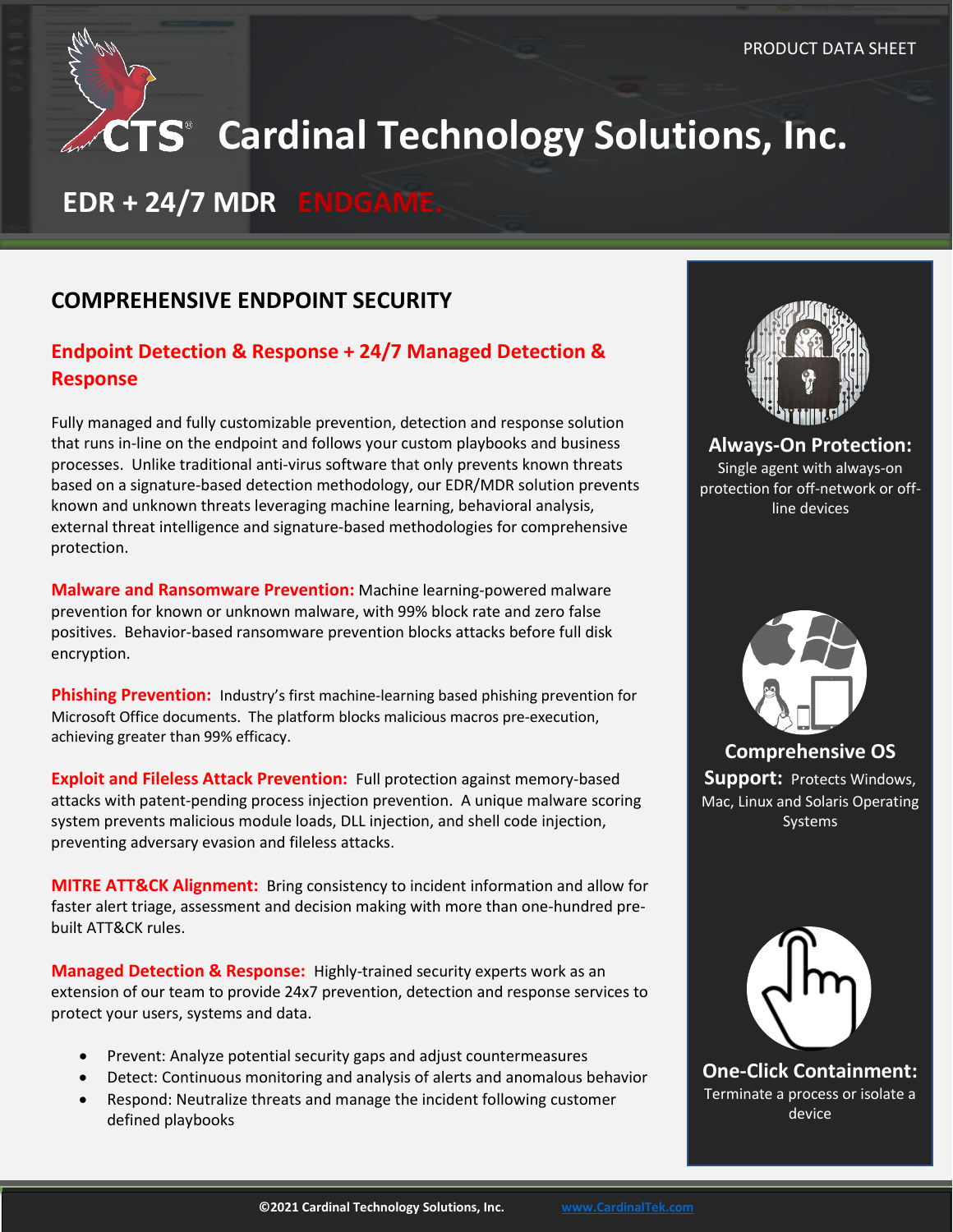PRODUCT DATA SHEET

# CTS® Cardinal Technology Solutions, Inc.

## EDR + 24/7 MDR ENDGAME.

## COMPREHENSIVE ENDPOINT SECURITY

### Endpoint Detection & Response + 24/7 Managed Detection & Response

Fully managed and fully customizable prevention, detection and response solution that runs in-line on the endpoint and follows your custom playbooks and business processes. Unlike traditional anti-virus software that only prevents known threats based on a signature-based detection methodology, our EDR/MDR solution prevents known and unknown threats leveraging machine learning, behavioral analysis, external threat intelligence and signature-based methodologies for comprehensive protection.

**Malware and Ransomware Prevention:** Machine learning-powered malware prevention for known or unknown malware, with 99% block rate and zero false positives. Behavior-based ransomware prevention blocks attacks before full disk encryption.

**Phishing Prevention:** Industry's first machine-learning based phishing prevention for Microsoft Office documents. The platform blocks malicious macros pre-execution, achieving greater than 99% efficacy.

**Exploit and Fileless Attack Prevention:** Full protection against memory-based attacks with patent-pending process injection prevention. A unique malware scoring system prevents malicious module loads, DLL injection, and shell code injection, preventing adversary evasion and fileless attacks.

**MITRE ATT&CK Alignment:** Bring consistency to incident information and allow for faster alert triage, assessment and decision making with more than one-hundred pre-built ATT&CK rules.

**Managed Detection & Response:** Highly-trained security experts work as an extension of our team to provide 24x7 prevention, detection and response services to protect your users, systems and data.

- Prevent: Analyze potential security gaps and adjust countermeasures
- Detect: Continuous monitoring and analysis of alerts and anomalous behavior
- Respond: Neutralize threats and manage the incident following customer defined playbooks

**Always-On Protection:** Single agent with always-on protection for off-network or off-line devices

**Comprehensive OS Support:** Protects Windows, Mac, Linux and Solaris Operating Systems

**One-Click Containment:** Terminate a process or isolate a device

©2021 Cardinal Technology Solutions, Inc. www.CardinalTek.com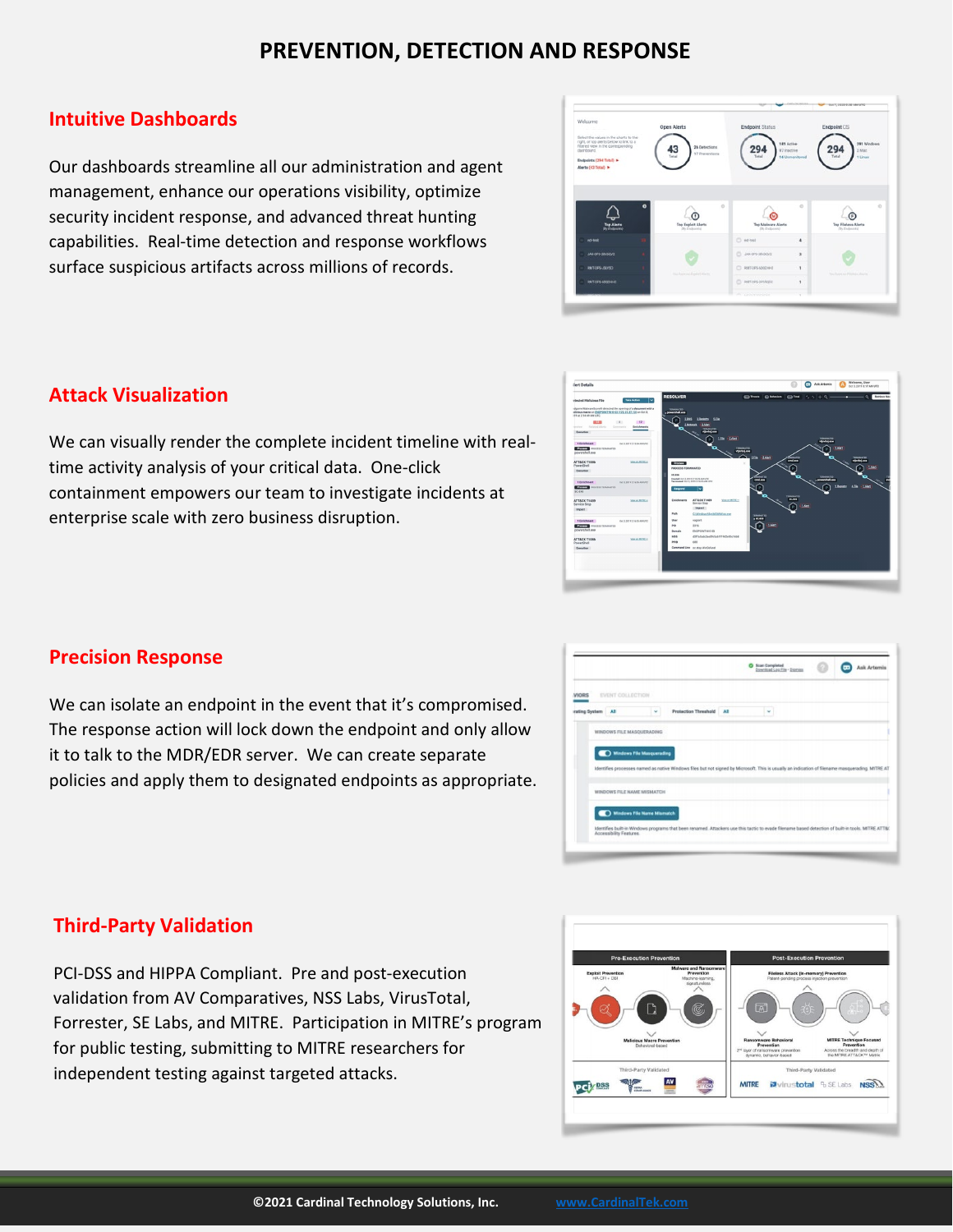# PREVENTION, DETECTION AND RESPONSE

## Intuitive Dashboards

Our dashboards streamline all our administration and agent management, enhance our operations visibility, optimize security incident response, and advanced threat hunting capabilities. Real-time detection and response workflows surface suspicious artifacts across millions of records.

## Attack Visualization

We can visually render the complete incident timeline with real-time activity analysis of your critical data. One-click containment empowers our team to investigate incidents at enterprise scale with zero business disruption.

## Precision Response

We can isolate an endpoint in the event that it's compromised. The response action will lock down the endpoint and only allow it to talk to the MDR/EDR server. We can create separate policies and apply them to designated endpoints as appropriate.

## Third-Party Validation

PCI-DSS and HIPPA Compliant. Pre and post-execution validation from AV Comparatives, NSS Labs, VirusTotal, Forrester, SE Labs, and MITRE. Participation in MITRE's program for public testing, submitting to MITRE researchers for independent testing against targeted attacks.

©2021 Cardinal Technology Solutions, Inc. www.CardinalTek.com